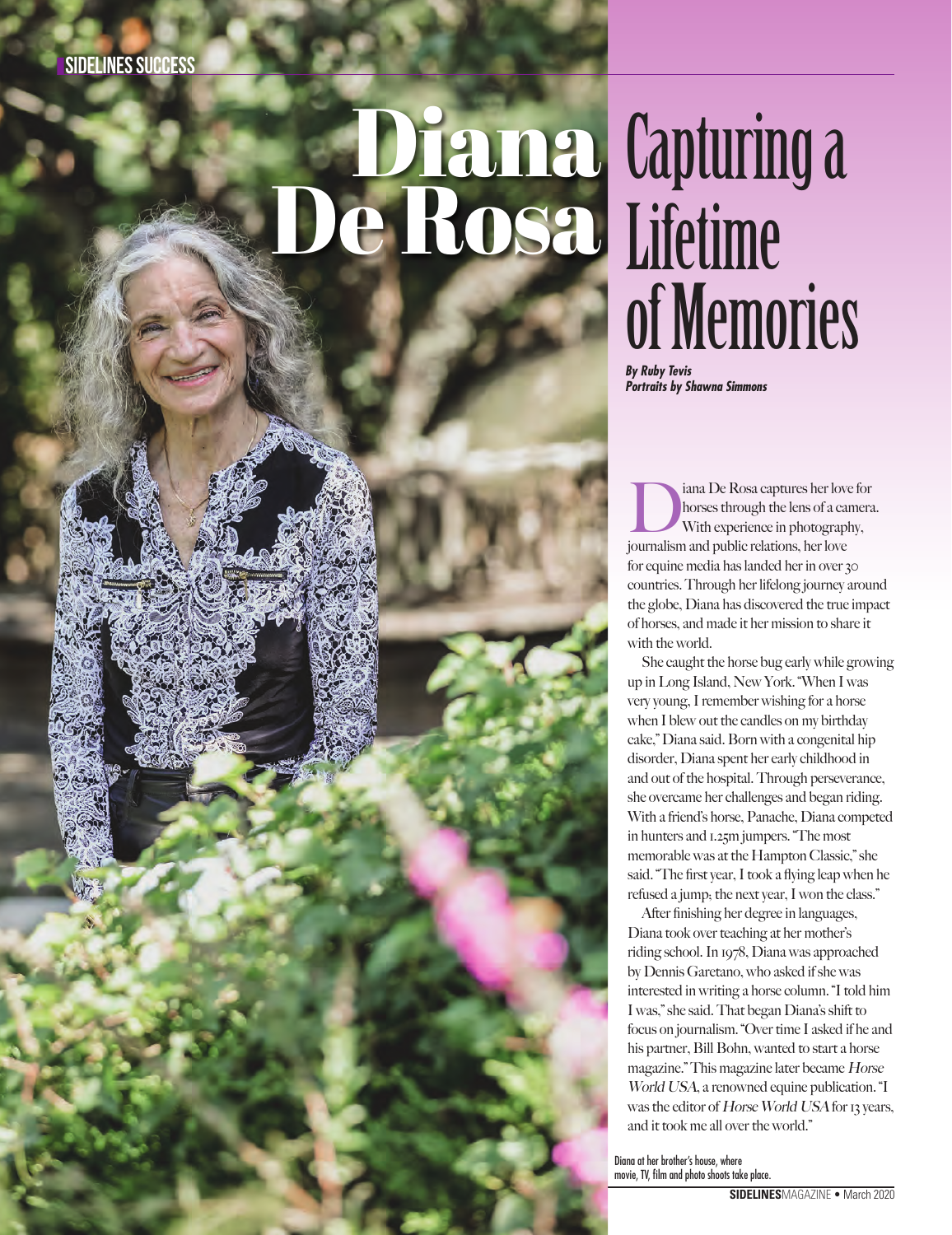SIDELINES SUCCESS

# Diana De Rosa

# Capturing a Lifetime of Memories

***By Ruby Tevis***
***Portraits by Shawna Simmons***

Diana De Rosa captures her love for horses through the lens of a camera. With experience in photography, journalism and public relations, her love for equine media has landed her in over 30 countries. Through her lifelong journey around the globe, Diana has discovered the true impact of horses, and made it her mission to share it with the world.

She caught the horse bug early while growing up in Long Island, New York. "When I was very young, I remember wishing for a horse when I blew out the candles on my birthday cake," Diana said. Born with a congenital hip disorder, Diana spent her early childhood in and out of the hospital. Through perseverance, she overcame her challenges and began riding. With a friend's horse, Panache, Diana competed in hunters and 1.25m jumpers. "The most memorable was at the Hampton Classic," she said. "The first year, I took a flying leap when he refused a jump; the next year, I won the class."

After finishing her degree in languages, Diana took over teaching at her mother's riding school. In 1978, Diana was approached by Dennis Garetano, who asked if she was interested in writing a horse column. "I told him I was," she said. That began Diana's shift to focus on journalism. "Over time I asked if he and his partner, Bill Bohn, wanted to start a horse magazine." This magazine later became *Horse World USA*, a renowned equine publication. "I was the editor of *Horse World USA* for 13 years, and it took me all over the world."

Diana at her brother's house, where movie, TV, film and photo shoots take place.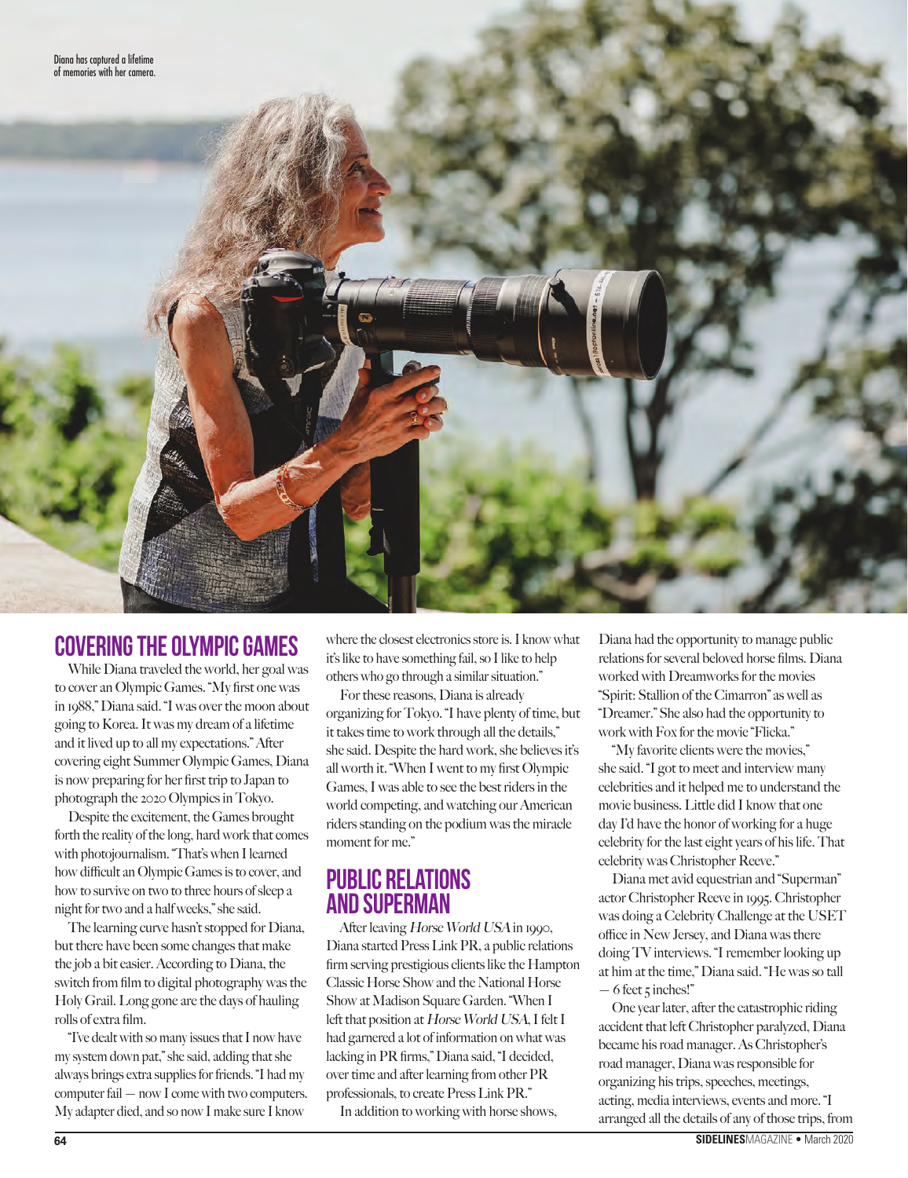Diana has captured a lifetime of memories with her camera.

## COVERING THE OLYMPIC GAMES

While Diana traveled the world, her goal was to cover an Olympic Games. "My first one was in 1988," Diana said. "I was over the moon about going to Korea. It was my dream of a lifetime and it lived up to all my expectations." After covering eight Summer Olympic Games, Diana is now preparing for her first trip to Japan to photograph the 2020 Olympics in Tokyo.

Despite the excitement, the Games brought forth the reality of the long, hard work that comes with photojournalism. "That's when I learned how difficult an Olympic Games is to cover, and how to survive on two to three hours of sleep a night for two and a half weeks," she said.

The learning curve hasn't stopped for Diana, but there have been some changes that make the job a bit easier. According to Diana, the switch from film to digital photography was the Holy Grail. Long gone are the days of hauling rolls of extra film.

"I've dealt with so many issues that I now have my system down pat," she said, adding that she always brings extra supplies for friends. "I had my computer fail — now I come with two computers. My adapter died, and so now I make sure I know where the closest electronics store is. I know what it's like to have something fail, so I like to help others who go through a similar situation."

For these reasons, Diana is already organizing for Tokyo. "I have plenty of time, but it takes time to work through all the details," she said. Despite the hard work, she believes it's all worth it. "When I went to my first Olympic Games, I was able to see the best riders in the world competing, and watching our American riders standing on the podium was the miracle moment for me."

## PUBLIC RELATIONS AND SUPERMAN

After leaving *Horse World USA* in 1990, Diana started Press Link PR, a public relations firm serving prestigious clients like the Hampton Classic Horse Show and the National Horse Show at Madison Square Garden. "When I left that position at *Horse World USA*, I felt I had garnered a lot of information on what was lacking in PR firms," Diana said, "I decided, over time and after learning from other PR professionals, to create Press Link PR."

In addition to working with horse shows, Diana had the opportunity to manage public relations for several beloved horse films. Diana worked with Dreamworks for the movies "Spirit: Stallion of the Cimarron" as well as "Dreamer." She also had the opportunity to work with Fox for the movie "Flicka."

"My favorite clients were the movies," she said. "I got to meet and interview many celebrities and it helped me to understand the movie business. Little did I know that one day I'd have the honor of working for a huge celebrity for the last eight years of his life. That celebrity was Christopher Reeve."

Diana met avid equestrian and "Superman" actor Christopher Reeve in 1995. Christopher was doing a Celebrity Challenge at the USET office in New Jersey, and Diana was there doing TV interviews. "I remember looking up at him at the time," Diana said. "He was so tall — 6 feet 5 inches!"

One year later, after the catastrophic riding accident that left Christopher paralyzed, Diana became his road manager. As Christopher's road manager, Diana was responsible for organizing his trips, speeches, meetings, acting, media interviews, events and more. "I arranged all the details of any of those trips, from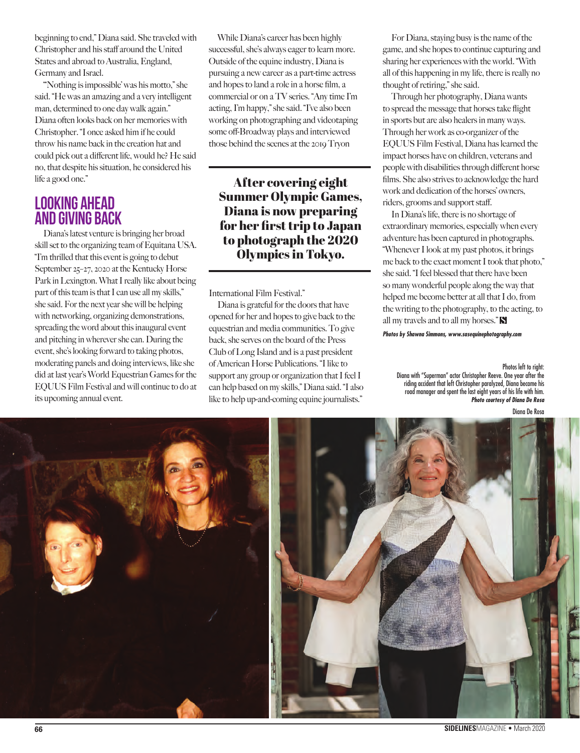beginning to end," Diana said. She traveled with Christopher and his staff around the United States and abroad to Australia, England, Germany and Israel.

"'Nothing is impossible' was his motto," she said. "He was an amazing and a very intelligent man, determined to one day walk again." Diana often looks back on her memories with Christopher. "I once asked him if he could throw his name back in the creation hat and could pick out a different life, would he? He said no, that despite his situation, he considered his life a good one."

## LOOKING AHEAD AND GIVING BACK

Diana's latest venture is bringing her broad skill set to the organizing team of Equitana USA. "I'm thrilled that this event is going to debut September 25–27, 2020 at the Kentucky Horse Park in Lexington. What I really like about being part of this team is that I can use all my skills," she said. For the next year she will be helping with networking, organizing demonstrations, spreading the word about this inaugural event and pitching in wherever she can. During the event, she's looking forward to taking photos, moderating panels and doing interviews, like she did at last year's World Equestrian Games for the EQUUS Film Festival and will continue to do at its upcoming annual event.

While Diana's career has been highly successful, she's always eager to learn more. Outside of the equine industry, Diana is pursuing a new career as a part-time actress and hopes to land a role in a horse film, a commercial or on a TV series. "Any time I'm acting, I'm happy," she said. "I've also been working on photographing and videotaping some off-Broadway plays and interviewed those behind the scenes at the 2019 Tryon International Film Festival."

**After covering eight Summer Olympic Games, Diana is now preparing for her first trip to Japan to photograph the 2020 Olympics in Tokyo.**

Diana is grateful for the doors that have opened for her and hopes to give back to the equestrian and media communities. To give back, she serves on the board of the Press Club of Long Island and is a past president of American Horse Publications. "I like to support any group or organization that I feel I can help based on my skills," Diana said. "I also like to help up-and-coming equine journalists."

For Diana, staying busy is the name of the game, and she hopes to continue capturing and sharing her experiences with the world. "With all of this happening in my life, there is really no thought of retiring," she said.

Through her photography, Diana wants to spread the message that horses take flight in sports but are also healers in many ways. Through her work as co-organizer of the EQUUS Film Festival, Diana has learned the impact horses have on children, veterans and people with disabilities through different horse films. She also strives to acknowledge the hard work and dedication of the horses' owners, riders, grooms and support staff.

In Diana's life, there is no shortage of extraordinary memories, especially when every adventure has been captured in photographs. "Whenever I look at my past photos, it brings me back to the exact moment I took that photo," she said. "I feel blessed that there have been so many wonderful people along the way that helped me become better at all that I do, from the writing to the photography, to the acting, to all my travels and to all my horses."

***Photos by Shawna Simmons, www.sasequinephotography.com***

Photos left to right:
Diana with "Superman" actor Christopher Reeve. One year after the riding accident that left Christopher paralyzed, Diana became his road manager and spent the last eight years of his life with him.
***Photo courtesy of Diana De Rosa***

Diana De Rosa